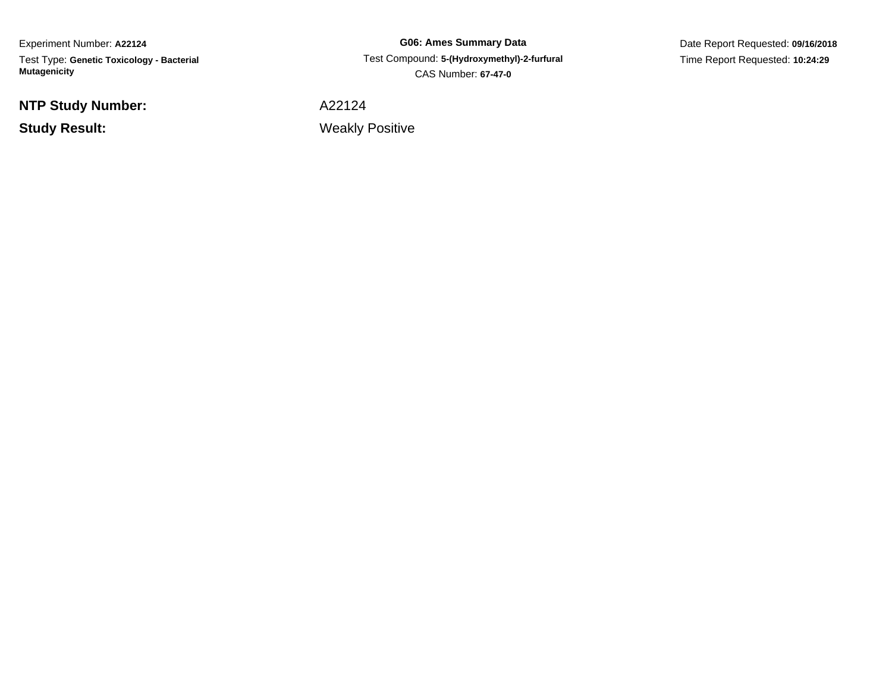Experiment Number: **A22124**

Test Type: **Genetic Toxicology - Bacterial Mutagenicity**

**G06: Ames Summary Data**

Test Compound: **5-(Hydroxymethyl)-2-furfural**

CAS Number: **67-47-0**

Date Report Requested: **09/16/2018**

Time Report Requested: **10:24:29**

**NTP Study Number:** A22124

**Study Result:** Weakly Positive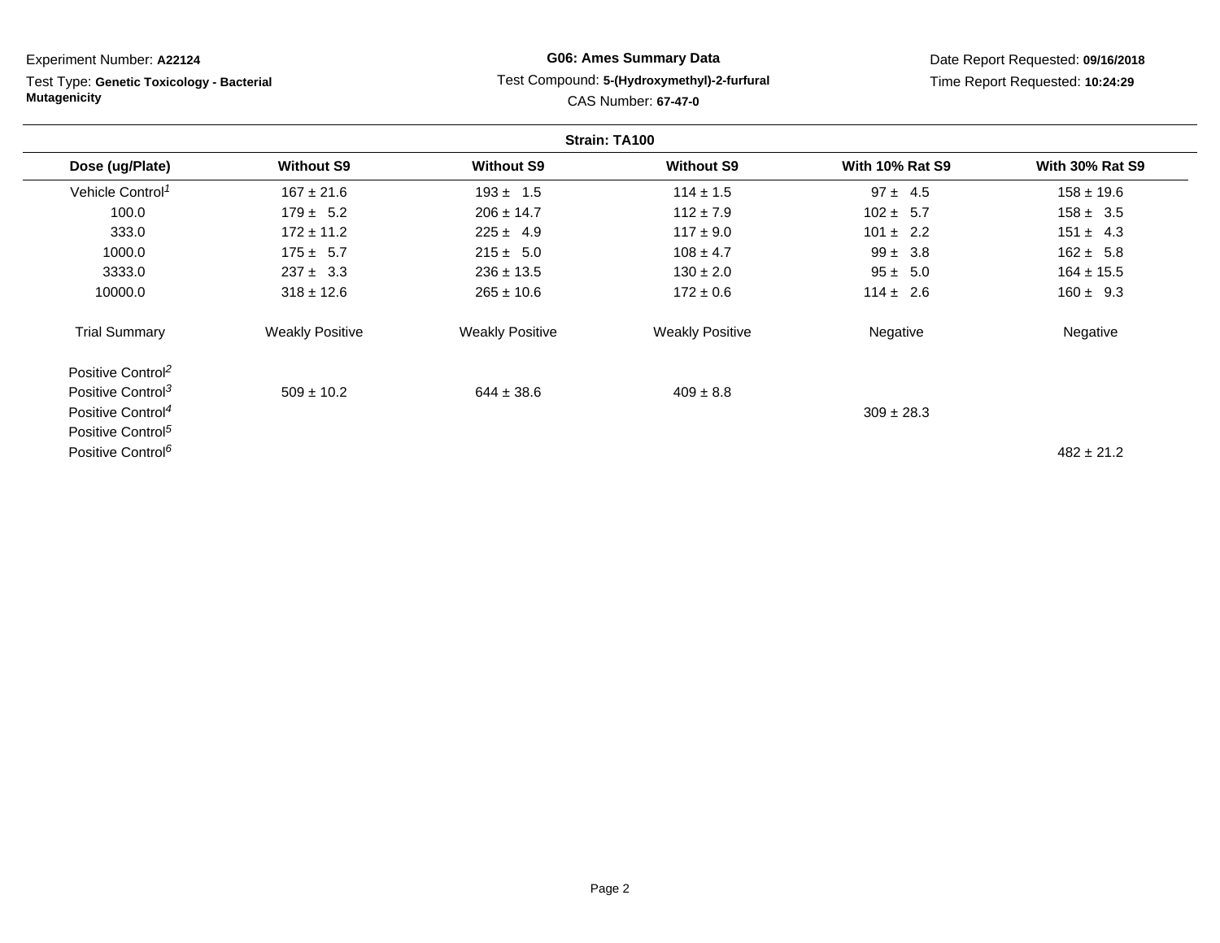Experiment Number: **A22124**

Test Type: **Genetic Toxicology - Bacterial Mutagenicity**

**G06: Ames Summary Data**

Test Compound: **5-(Hydroxymethyl)-2-furfural**

CAS Number: **67-47-0**

Date Report Requested: **09/16/2018**

Time Report Requested: **10:24:29**

**Strain: TA100**

| Dose (ug/Plate) | Without S9 | Without S9 | Without S9 | With 10% Rat S9 | With 30% Rat S9 |
|---|---|---|---|---|---|
| Vehicle Control[1] | 167 ± 21.6 | 193 ± 1.5 | 114 ± 1.5 | 97 ± 4.5 | 158 ± 19.6 |
| 100.0 | 179 ± 5.2 | 206 ± 14.7 | 112 ± 7.9 | 102 ± 5.7 | 158 ± 3.5 |
| 333.0 | 172 ± 11.2 | 225 ± 4.9 | 117 ± 9.0 | 101 ± 2.2 | 151 ± 4.3 |
| 1000.0 | 175 ± 5.7 | 215 ± 5.0 | 108 ± 4.7 | 99 ± 3.8 | 162 ± 5.8 |
| 3333.0 | 237 ± 3.3 | 236 ± 13.5 | 130 ± 2.0 | 95 ± 5.0 | 164 ± 15.5 |
| 10000.0 | 318 ± 12.6 | 265 ± 10.6 | 172 ± 0.6 | 114 ± 2.6 | 160 ± 9.3 |
| Trial Summary | Weakly Positive | Weakly Positive | Weakly Positive | Negative | Negative |
| Positive Control[2] | | | | | |
| Positive Control[3] | 509 ± 10.2 | 644 ± 38.6 | 409 ± 8.8 | | |
| Positive Control[4] | | | | 309 ± 28.3 | |
| Positive Control[5] | | | | | |
| Positive Control[6] | | | | | 482 ± 21.2 |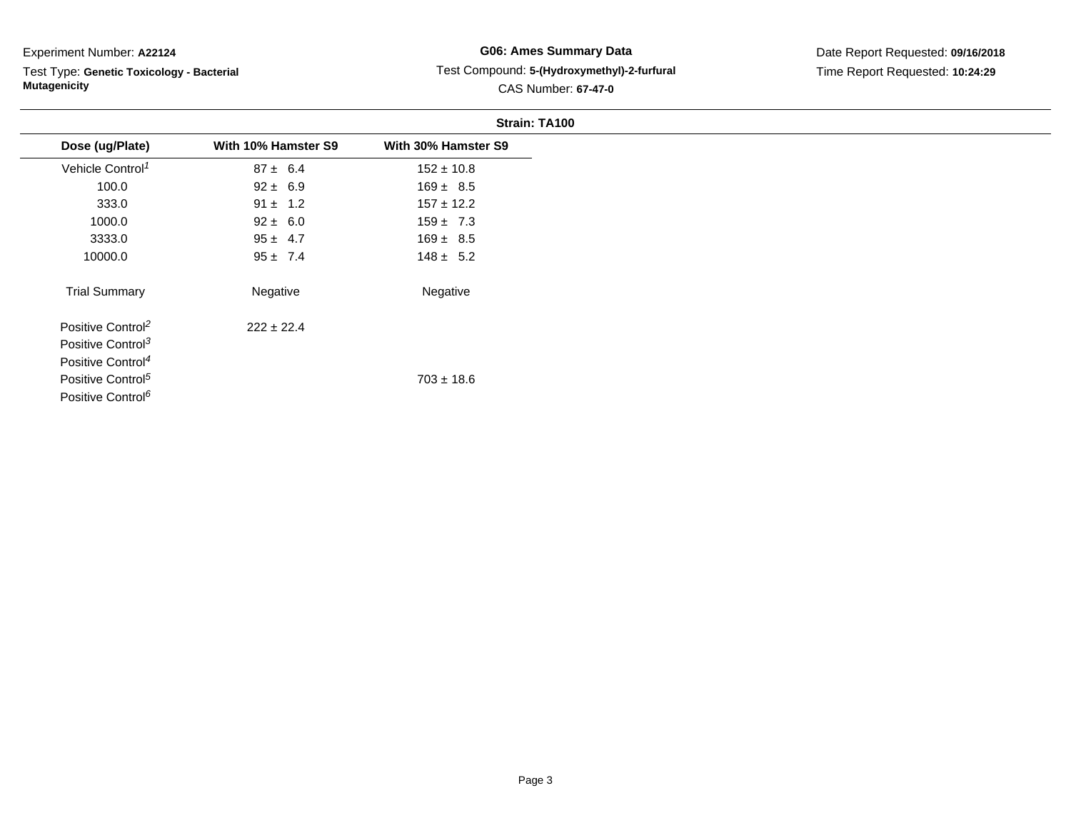Experiment Number: **A22124**

Test Type: **Genetic Toxicology - Bacterial Mutagenicity**

**G06: Ames Summary Data**

Test Compound: **5-(Hydroxymethyl)-2-furfural**

CAS Number: **67-47-0**

Date Report Requested: **09/16/2018**

Time Report Requested: **10:24:29**

**Strain: TA100**

| Dose (ug/Plate) | With 10% Hamster S9 | With 30% Hamster S9 |
|---|---|---|
| Vehicle Control[1] | 87 ± 6.4 | 152 ± 10.8 |
| 100.0 | 92 ± 6.9 | 169 ± 8.5 |
| 333.0 | 91 ± 1.2 | 157 ± 12.2 |
| 1000.0 | 92 ± 6.0 | 159 ± 7.3 |
| 3333.0 | 95 ± 4.7 | 169 ± 8.5 |
| 10000.0 | 95 ± 7.4 | 148 ± 5.2 |
| Trial Summary | Negative | Negative |
| Positive Control[2] | 222 ± 22.4 | |
| Positive Control[3] | | |
| Positive Control[4] | | |
| Positive Control[5] | | 703 ± 18.6 |
| Positive Control[6] | | |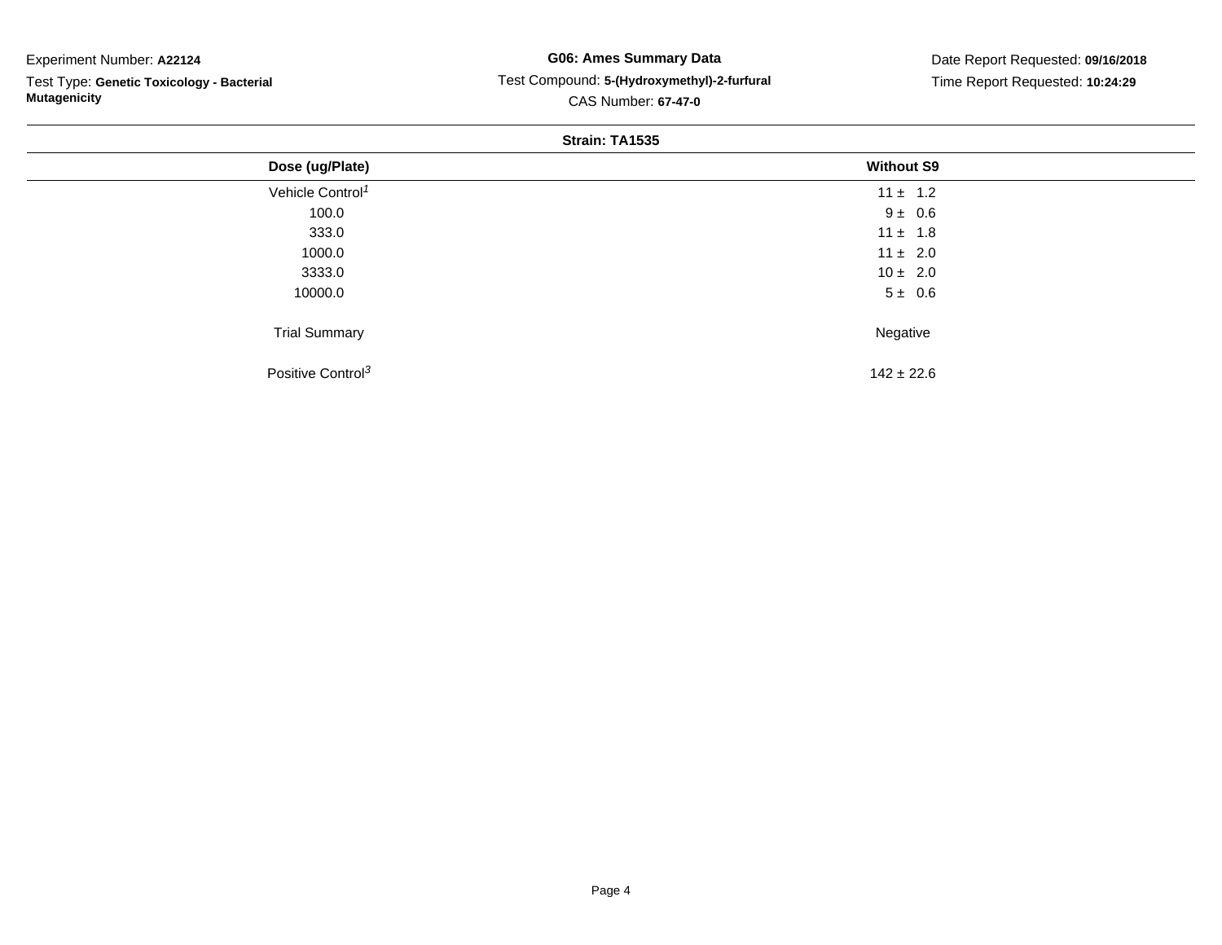Experiment Number: **A22124**

Test Type: **Genetic Toxicology - Bacterial Mutagenicity**

**G06: Ames Summary Data**

Test Compound: **5-(Hydroxymethyl)-2-furfural**

CAS Number: **67-47-0**

Date Report Requested: **09/16/2018**

Time Report Requested: **10:24:29**

**Strain: TA1535**

| Dose (ug/Plate) | Without S9 |
|---|---|
| Vehicle Control[1] | 11 ± 1.2 |
| 100.0 | 9 ± 0.6 |
| 333.0 | 11 ± 1.8 |
| 1000.0 | 11 ± 2.0 |
| 3333.0 | 10 ± 2.0 |
| 10000.0 | 5 ± 0.6 |
| Trial Summary | Negative |
| Positive Control[3] | 142 ± 22.6 |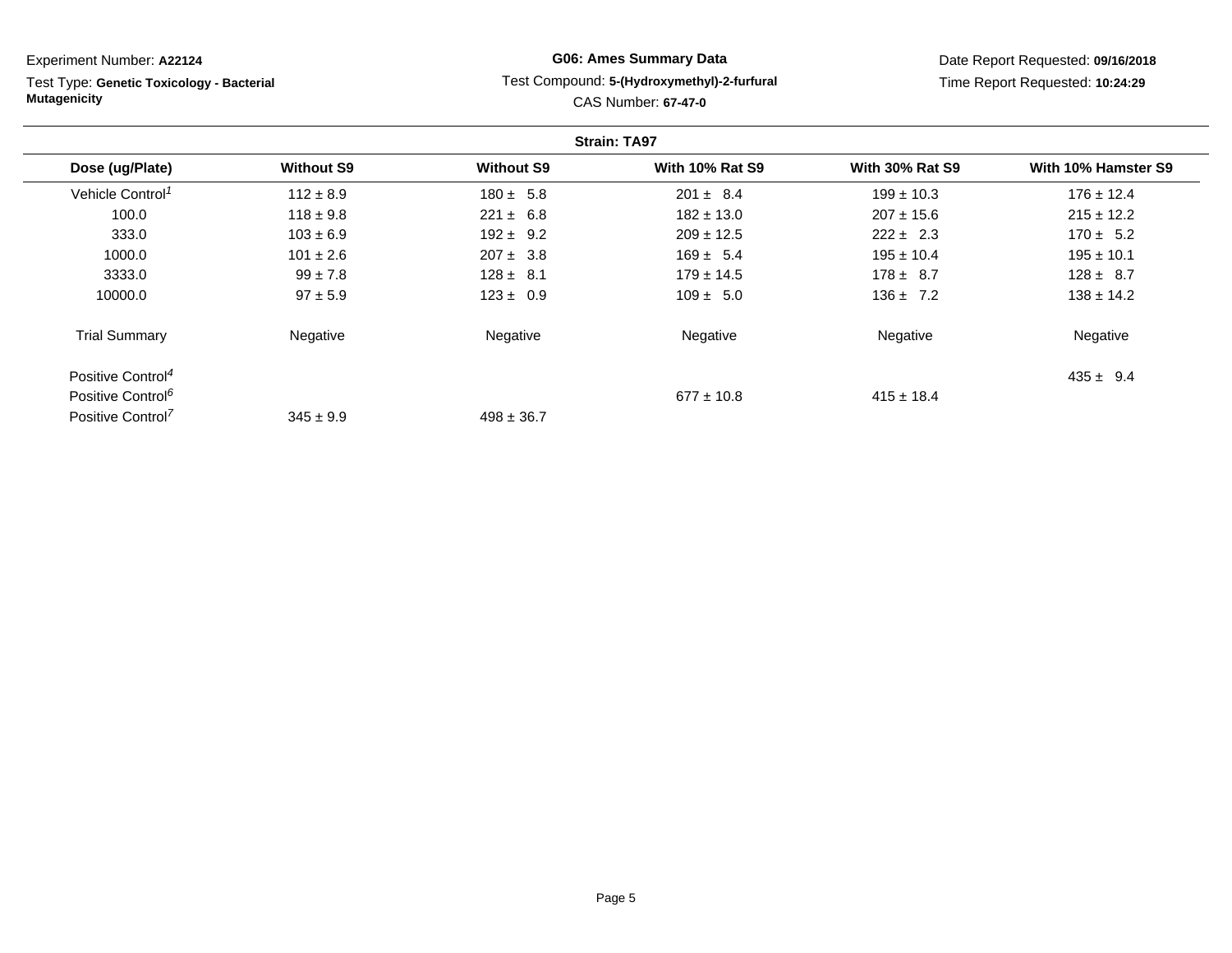Experiment Number: **A22124**

Test Type: **Genetic Toxicology - Bacterial Mutagenicity**

**G06: Ames Summary Data**

Test Compound: **5-(Hydroxymethyl)-2-furfural**

CAS Number: **67-47-0**

Date Report Requested: **09/16/2018**

Time Report Requested: **10:24:29**

**Strain: TA97**

| Dose (ug/Plate) | Without S9 | Without S9 | With 10% Rat S9 | With 30% Rat S9 | With 10% Hamster S9 |
|---|---|---|---|---|---|
| Vehicle Control[1] | 112 ± 8.9 | 180 ± 5.8 | 201 ± 8.4 | 199 ± 10.3 | 176 ± 12.4 |
| 100.0 | 118 ± 9.8 | 221 ± 6.8 | 182 ± 13.0 | 207 ± 15.6 | 215 ± 12.2 |
| 333.0 | 103 ± 6.9 | 192 ± 9.2 | 209 ± 12.5 | 222 ± 2.3 | 170 ± 5.2 |
| 1000.0 | 101 ± 2.6 | 207 ± 3.8 | 169 ± 5.4 | 195 ± 10.4 | 195 ± 10.1 |
| 3333.0 | 99 ± 7.8 | 128 ± 8.1 | 179 ± 14.5 | 178 ± 8.7 | 128 ± 8.7 |
| 10000.0 | 97 ± 5.9 | 123 ± 0.9 | 109 ± 5.0 | 136 ± 7.2 | 138 ± 14.2 |
| Trial Summary | Negative | Negative | Negative | Negative | Negative |
| Positive Control[4] | | | | | 435 ± 9.4 |
| Positive Control[6] | | | 677 ± 10.8 | 415 ± 18.4 | |
| Positive Control[7] | 345 ± 9.9 | 498 ± 36.7 | | | |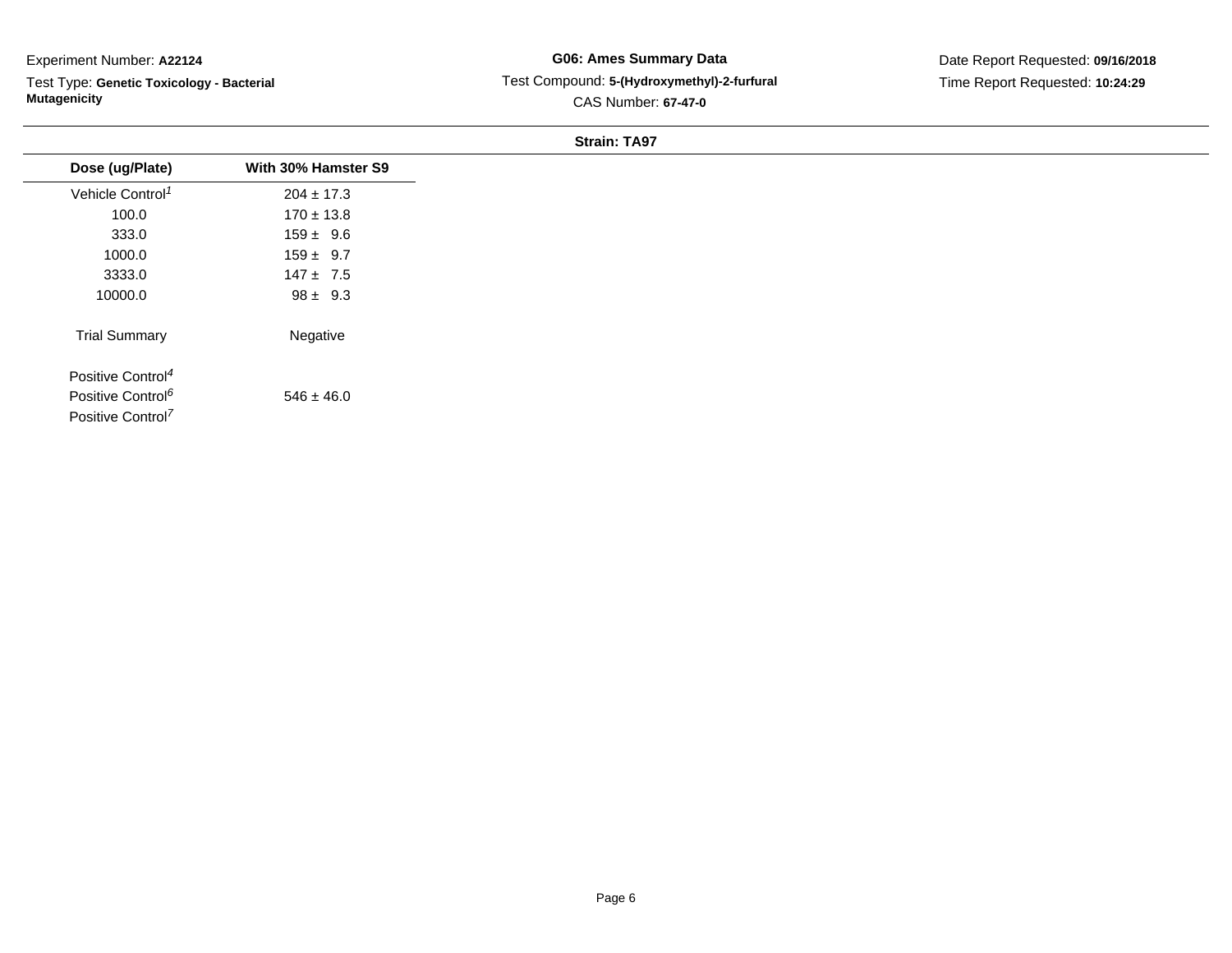Experiment Number: **A22124**

Test Type: **Genetic Toxicology - Bacterial Mutagenicity**

**G06: Ames Summary Data**

Test Compound: **5-(Hydroxymethyl)-2-furfural**

CAS Number: **67-47-0**

Date Report Requested: **09/16/2018**

Time Report Requested: **10:24:29**

**Strain: TA97**

| Dose (ug/Plate) | With 30% Hamster S9 |
|---|---|
| Vehicle Control[1] | 204 ± 17.3 |
| 100.0 | 170 ± 13.8 |
| 333.0 | 159 ± 9.6 |
| 1000.0 | 159 ± 9.7 |
| 3333.0 | 147 ± 7.5 |
| 10000.0 | 98 ± 9.3 |
| Trial Summary | Negative |
| Positive Control[4] | |
| Positive Control[6] | 546 ± 46.0 |
| Positive Control[7] | |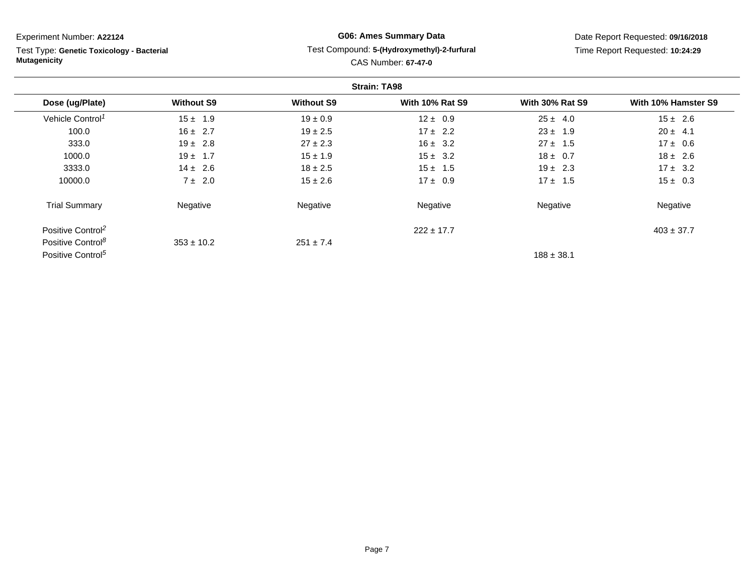Experiment Number: **A22124**

Test Type: **Genetic Toxicology - Bacterial Mutagenicity**

**G06: Ames Summary Data**

Test Compound: **5-(Hydroxymethyl)-2-furfural**

CAS Number: **67-47-0**

Date Report Requested: **09/16/2018**

Time Report Requested: **10:24:29**

**Strain: TA98**

| Dose (ug/Plate) | Without S9 | Without S9 | With 10% Rat S9 | With 30% Rat S9 | With 10% Hamster S9 |
|---|---|---|---|---|---|
| Vehicle Control[1] | 15 ± 1.9 | 19 ± 0.9 | 12 ± 0.9 | 25 ± 4.0 | 15 ± 2.6 |
| 100.0 | 16 ± 2.7 | 19 ± 2.5 | 17 ± 2.2 | 23 ± 1.9 | 20 ± 4.1 |
| 333.0 | 19 ± 2.8 | 27 ± 2.3 | 16 ± 3.2 | 27 ± 1.5 | 17 ± 0.6 |
| 1000.0 | 19 ± 1.7 | 15 ± 1.9 | 15 ± 3.2 | 18 ± 0.7 | 18 ± 2.6 |
| 3333.0 | 14 ± 2.6 | 18 ± 2.5 | 15 ± 1.5 | 19 ± 2.3 | 17 ± 3.2 |
| 10000.0 | 7 ± 2.0 | 15 ± 2.6 | 17 ± 0.9 | 17 ± 1.5 | 15 ± 0.3 |
| Trial Summary | Negative | Negative | Negative | Negative | Negative |
| Positive Control[2] | | | 222 ± 17.7 | | 403 ± 37.7 |
| Positive Control[8] | 353 ± 10.2 | 251 ± 7.4 | | | |
| Positive Control[5] | | | | 188 ± 38.1 | |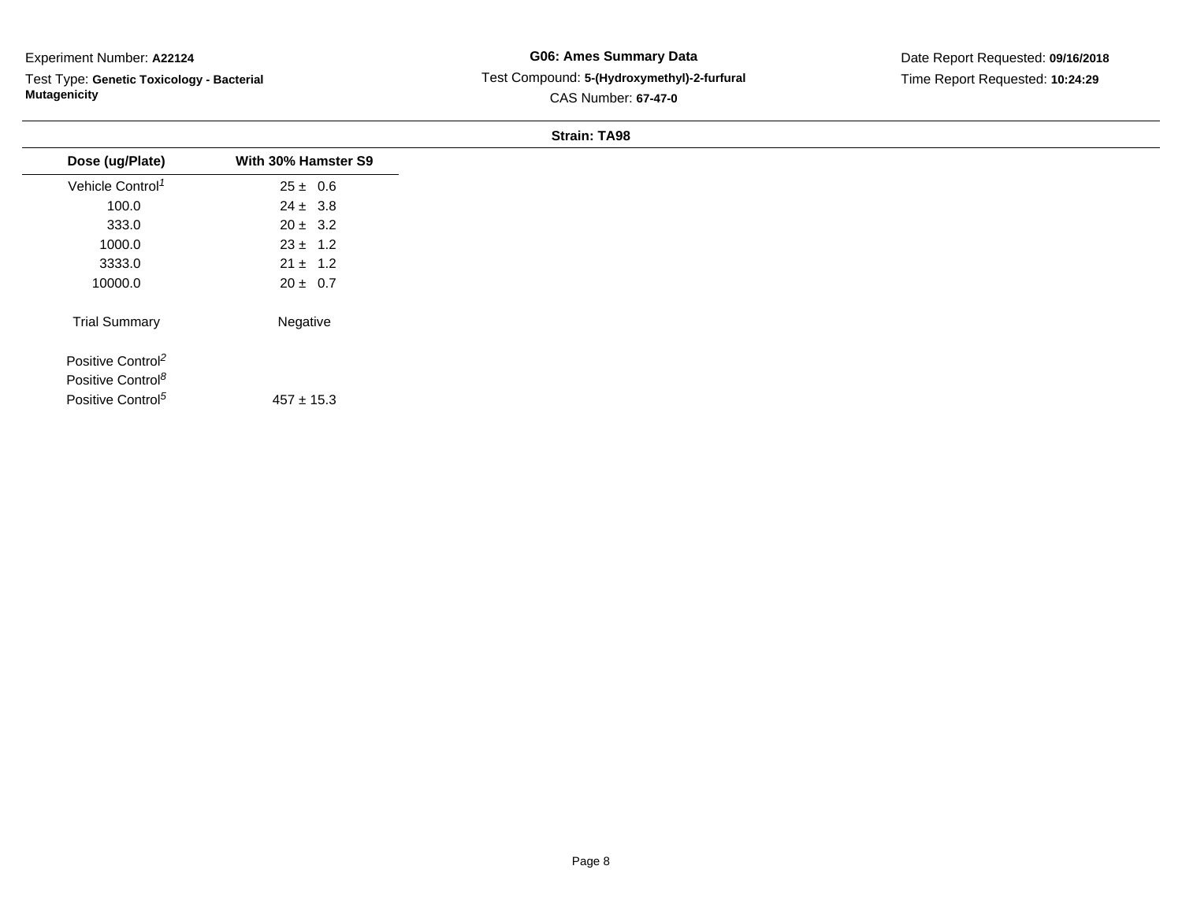Experiment Number: **A22124**

Test Type: **Genetic Toxicology - Bacterial Mutagenicity**

**G06: Ames Summary Data**

Test Compound: **5-(Hydroxymethyl)-2-furfural**

CAS Number: **67-47-0**

Date Report Requested: **09/16/2018**

Time Report Requested: **10:24:29**

**Strain: TA98**

| Dose (ug/Plate) | With 30% Hamster S9 |
|---|---|
| Vehicle Control[1] | 25 ± 0.6 |
| 100.0 | 24 ± 3.8 |
| 333.0 | 20 ± 3.2 |
| 1000.0 | 23 ± 1.2 |
| 3333.0 | 21 ± 1.2 |
| 10000.0 | 20 ± 0.7 |
| Trial Summary | Negative |
| Positive Control[2] | |
| Positive Control[8] | |
| Positive Control[5] | 457 ± 15.3 |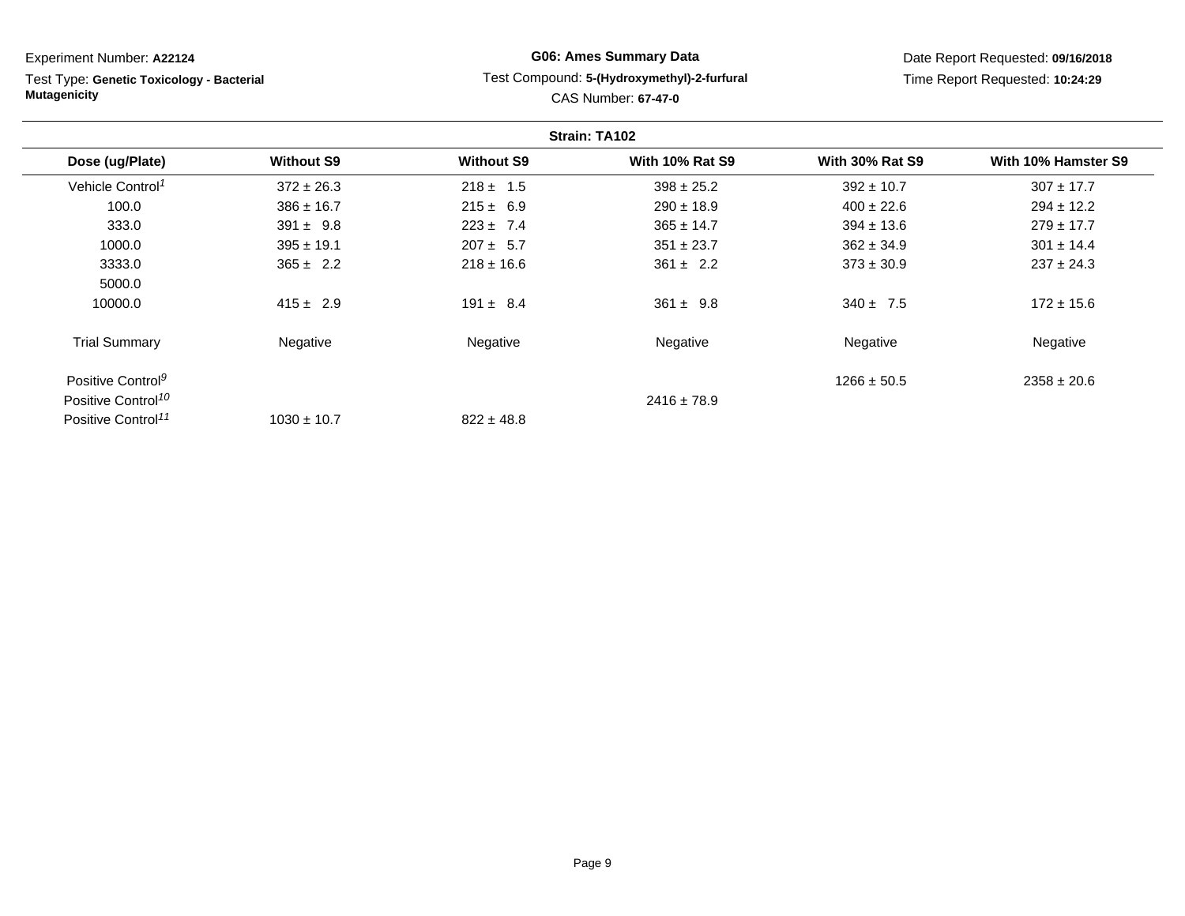Experiment Number: **A22124**

Test Type: **Genetic Toxicology - Bacterial Mutagenicity**

**G06: Ames Summary Data**

Test Compound: **5-(Hydroxymethyl)-2-furfural**

CAS Number: **67-47-0**

Date Report Requested: **09/16/2018**

Time Report Requested: **10:24:29**

**Strain: TA102**

| Dose (ug/Plate) | Without S9 | Without S9 | With 10% Rat S9 | With 30% Rat S9 | With 10% Hamster S9 |
|---|---|---|---|---|---|
| Vehicle Control[1] | 372 ± 26.3 | 218 ± 1.5 | 398 ± 25.2 | 392 ± 10.7 | 307 ± 17.7 |
| 100.0 | 386 ± 16.7 | 215 ± 6.9 | 290 ± 18.9 | 400 ± 22.6 | 294 ± 12.2 |
| 333.0 | 391 ± 9.8 | 223 ± 7.4 | 365 ± 14.7 | 394 ± 13.6 | 279 ± 17.7 |
| 1000.0 | 395 ± 19.1 | 207 ± 5.7 | 351 ± 23.7 | 362 ± 34.9 | 301 ± 14.4 |
| 3333.0 | 365 ± 2.2 | 218 ± 16.6 | 361 ± 2.2 | 373 ± 30.9 | 237 ± 24.3 |
| 5000.0 | | | | | |
| 10000.0 | 415 ± 2.9 | 191 ± 8.4 | 361 ± 9.8 | 340 ± 7.5 | 172 ± 15.6 |
| Trial Summary | Negative | Negative | Negative | Negative | Negative |
| Positive Control[9] | | | | 1266 ± 50.5 | 2358 ± 20.6 |
| Positive Control[10] | | | 2416 ± 78.9 | | |
| Positive Control[11] | 1030 ± 10.7 | 822 ± 48.8 | | | |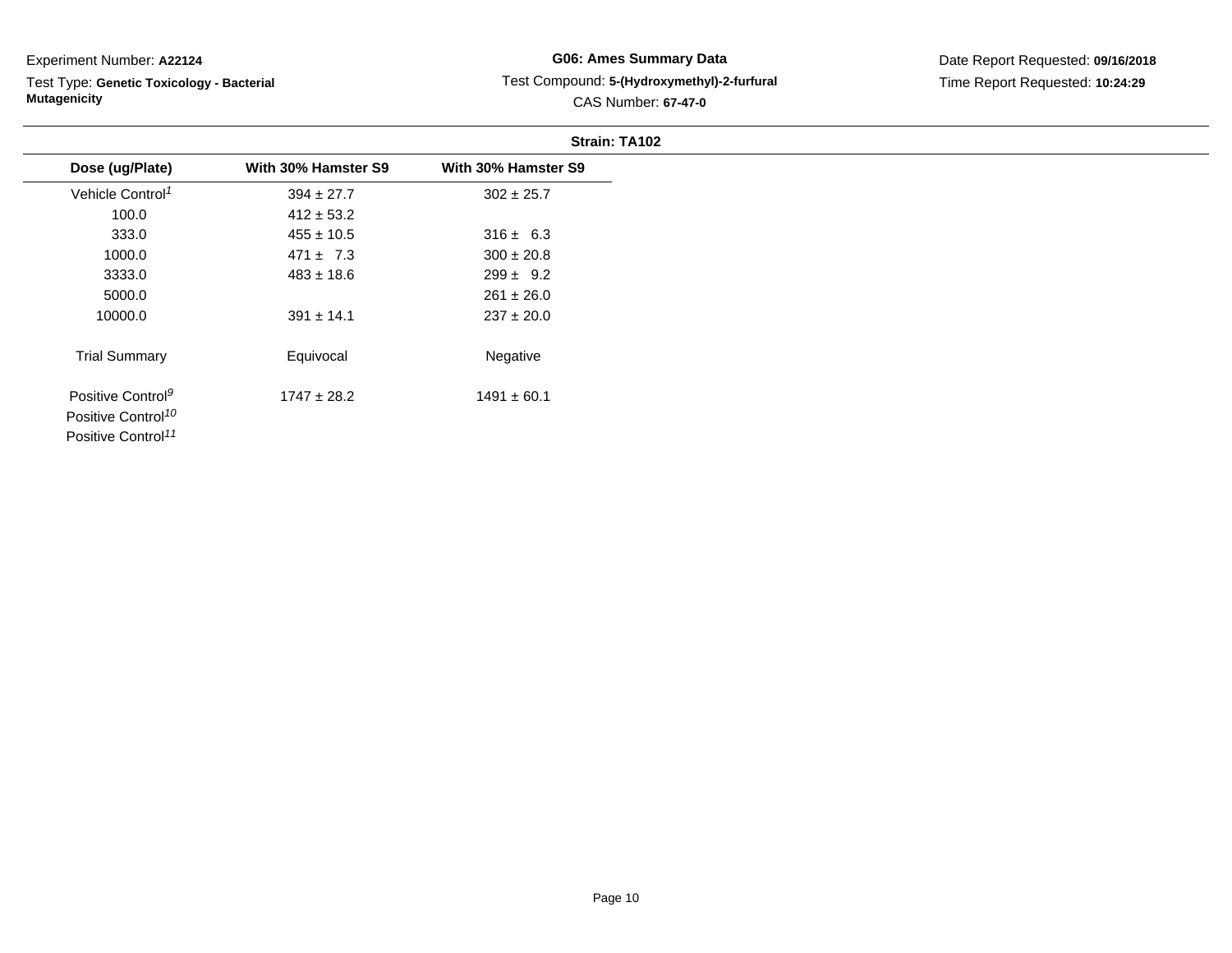Experiment Number: **A22124**

Test Type: **Genetic Toxicology - Bacterial Mutagenicity**

**G06: Ames Summary Data**

Test Compound: **5-(Hydroxymethyl)-2-furfural**

CAS Number: **67-47-0**

Date Report Requested: **09/16/2018**

Time Report Requested: **10:24:29**

**Strain: TA102**

| Dose (ug/Plate) | With 30% Hamster S9 | With 30% Hamster S9 |
|---|---|---|
| Vehicle Control[1] | 394 ± 27.7 | 302 ± 25.7 |
| 100.0 | 412 ± 53.2 | |
| 333.0 | 455 ± 10.5 | 316 ± 6.3 |
| 1000.0 | 471 ± 7.3 | 300 ± 20.8 |
| 3333.0 | 483 ± 18.6 | 299 ± 9.2 |
| 5000.0 | | 261 ± 26.0 |
| 10000.0 | 391 ± 14.1 | 237 ± 20.0 |
| Trial Summary | Equivocal | Negative |
| Positive Control[9] | 1747 ± 28.2 | 1491 ± 60.1 |
| Positive Control[10] | | |
| Positive Control[11] | | |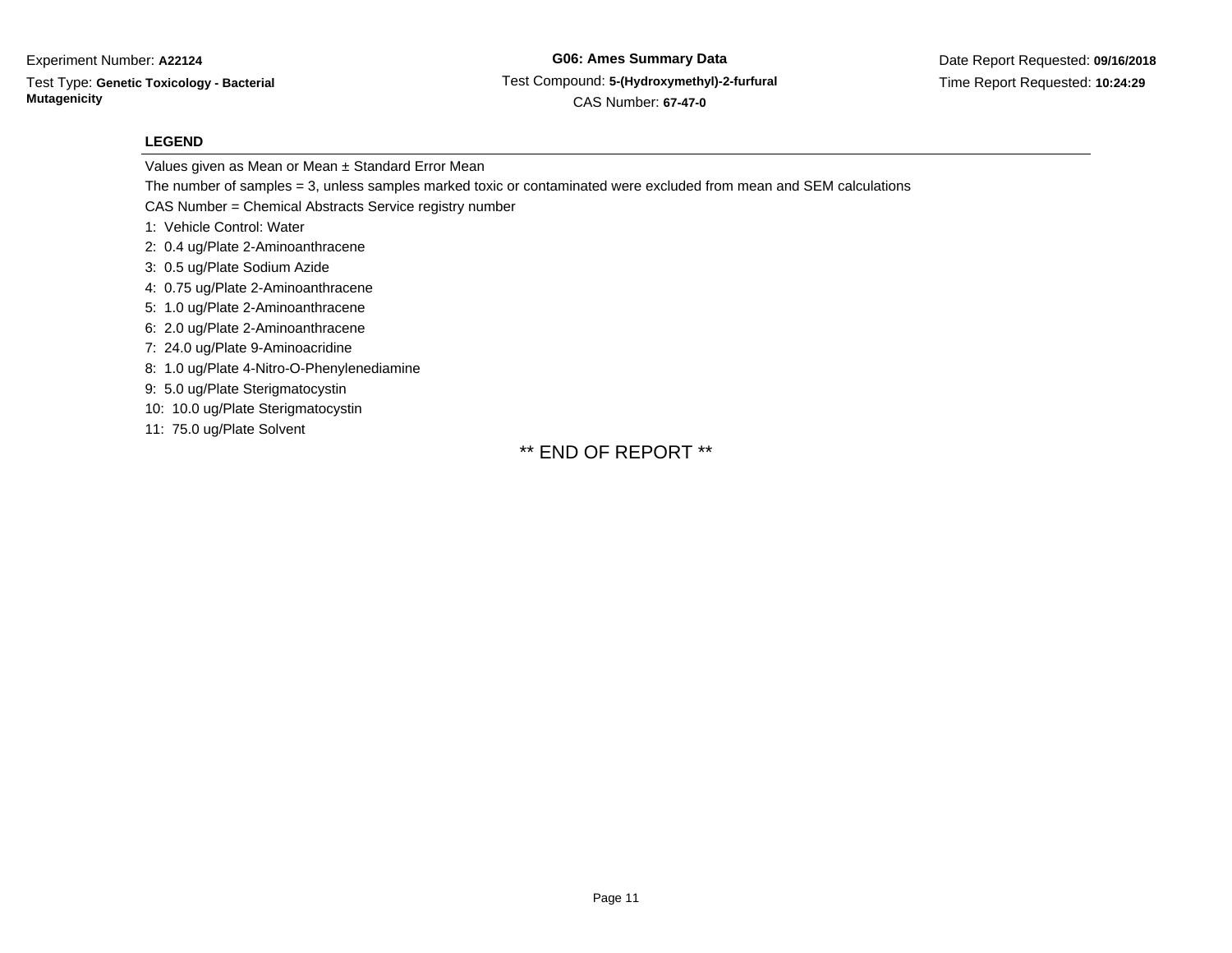Experiment Number: **A22124**

Test Type: **Genetic Toxicology - Bacterial Mutagenicity**

**G06: Ames Summary Data**

Test Compound: **5-(Hydroxymethyl)-2-furfural**

CAS Number: **67-47-0**

Date Report Requested: **09/16/2018**

Time Report Requested: **10:24:29**

**LEGEND**

Values given as Mean or Mean ± Standard Error Mean

The number of samples = 3, unless samples marked toxic or contaminated were excluded from mean and SEM calculations

CAS Number = Chemical Abstracts Service registry number

1: Vehicle Control: Water

2: 0.4 ug/Plate 2-Aminoanthracene

3: 0.5 ug/Plate Sodium Azide

4: 0.75 ug/Plate 2-Aminoanthracene

5: 1.0 ug/Plate 2-Aminoanthracene

6: 2.0 ug/Plate 2-Aminoanthracene

7: 24.0 ug/Plate 9-Aminoacridine

8: 1.0 ug/Plate 4-Nitro-O-Phenylenediamine

9: 5.0 ug/Plate Sterigmatocystin

10: 10.0 ug/Plate Sterigmatocystin

11: 75.0 ug/Plate Solvent

** END OF REPORT **